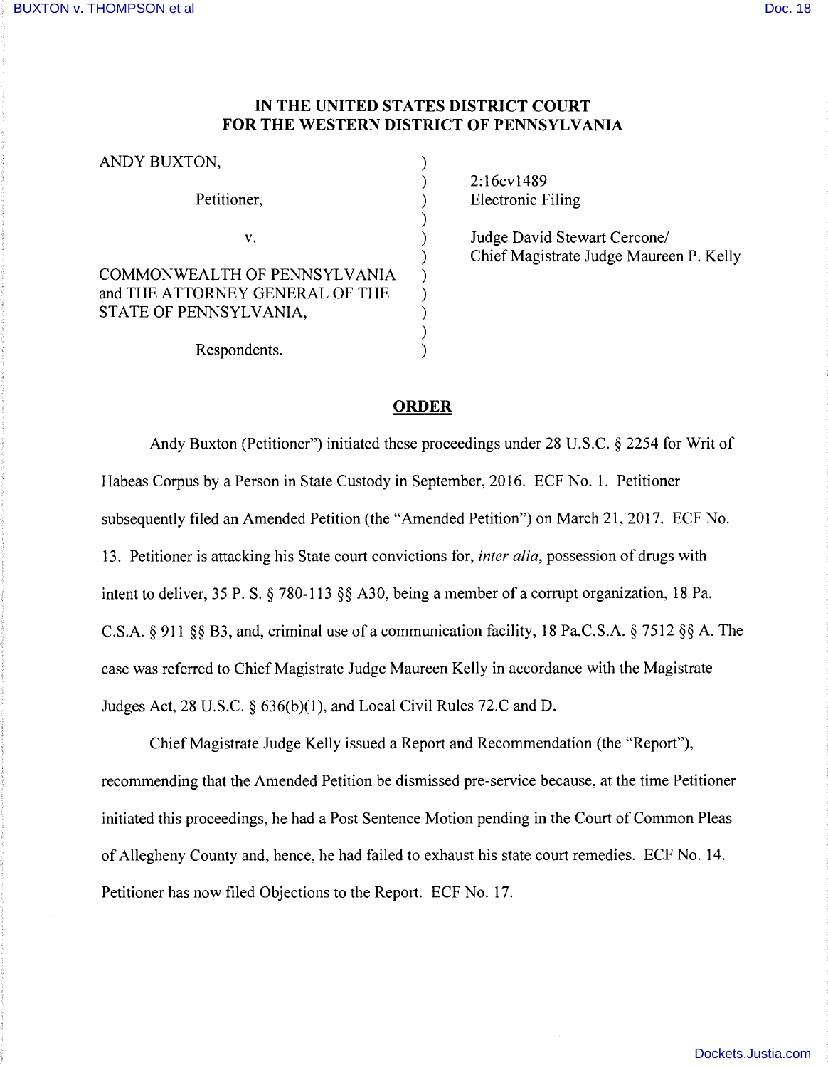# IN THE UNITED STATES DISTRICT COURT FOR THE WESTERN DISTRICT OF PENNSYLVANIA

| | | |
|---|---|---|
| ANDY BUXTON, | ) | |
| | ) | 2:16cv1489 |
| Petitioner, | ) | Electronic Filing |
| | ) | |
| v. | ) | Judge David Stewart Cercone/ |
| | ) | Chief Magistrate Judge Maureen P. Kelly |
| COMMONWEALTH OF PENNSYLVANIA and THE ATTORNEY GENERAL OF THE STATE OF PENNSYLVANIA, | ) | |
| | ) | |
| Respondents. | ) | |

## ORDER

Andy Buxton (Petitioner") initiated these proceedings under 28 U.S.C. § 2254 for Writ of Habeas Corpus by a Person in State Custody in September, 2016. ECF No. 1. Petitioner subsequently filed an Amended Petition (the "Amended Petition") on March 21, 2017. ECF No. 13. Petitioner is attacking his State court convictions for, *inter alia*, possession of drugs with intent to deliver, 35 P. S. § 780-113 §§ A30, being a member of a corrupt organization, 18 Pa. C.S.A. § 911 §§ B3, and, criminal use of a communication facility, 18 Pa.C.S.A. § 7512 §§ A. The case was referred to Chief Magistrate Judge Maureen Kelly in accordance with the Magistrate Judges Act, 28 U.S.C. § 636(b)(1), and Local Civil Rules 72.C and D.

Chief Magistrate Judge Kelly issued a Report and Recommendation (the "Report"), recommending that the Amended Petition be dismissed pre-service because, at the time Petitioner initiated this proceedings, he had a Post Sentence Motion pending in the Court of Common Pleas of Allegheny County and, hence, he had failed to exhaust his state court remedies. ECF No. 14. Petitioner has now filed Objections to the Report. ECF No. 17.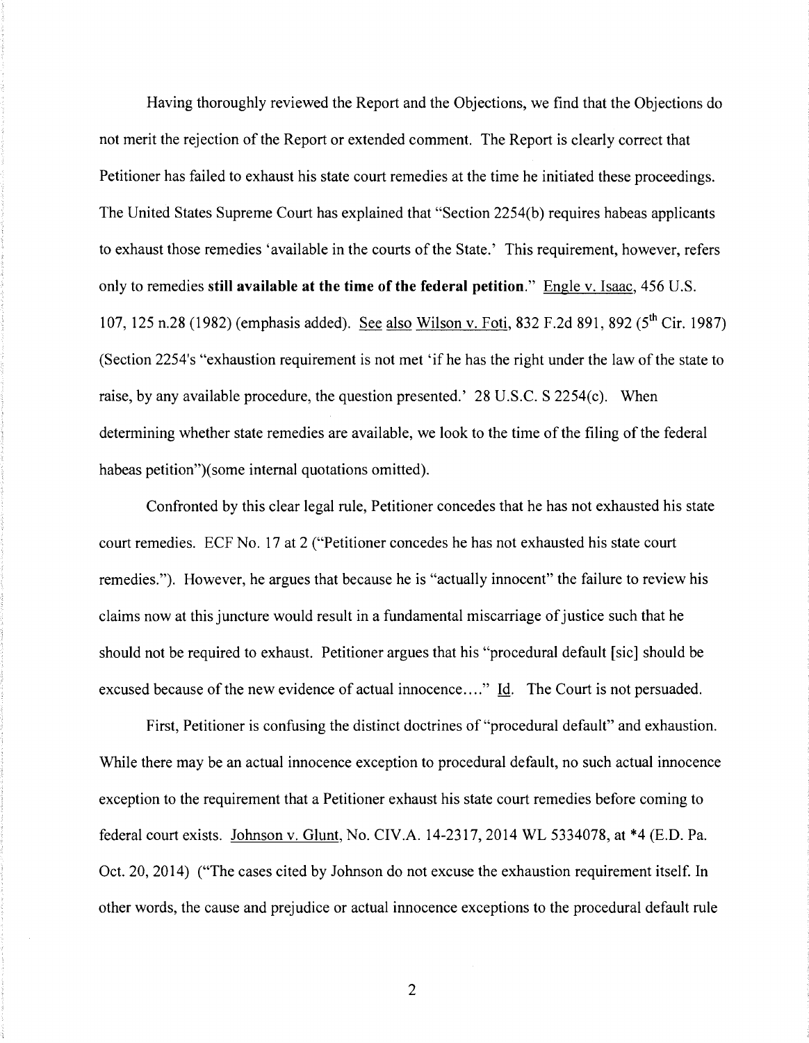Having thoroughly reviewed the Report and the Objections, we find that the Objections do not merit the rejection of the Report or extended comment. The Report is clearly correct that Petitioner has failed to exhaust his state court remedies at the time he initiated these proceedings. The United States Supreme Court has explained that "Section 2254(b) requires habeas applicants to exhaust those remedies 'available in the courts of the State.' This requirement, however, refers only to remedies **still available at the time of the federal petition**." Engle v. Isaac, 456 U.S. 107, 125 n.28 (1982) (emphasis added). See also Wilson v. Foti, 832 F.2d 891, 892 (5th Cir. 1987) (Section 2254's "exhaustion requirement is not met 'if he has the right under the law of the state to raise, by any available procedure, the question presented.' 28 U.S.C. S 2254(c). When determining whether state remedies are available, we look to the time of the filing of the federal habeas petition")(some internal quotations omitted).

Confronted by this clear legal rule, Petitioner concedes that he has not exhausted his state court remedies. ECF No. 17 at 2 ("Petitioner concedes he has not exhausted his state court remedies."). However, he argues that because he is "actually innocent" the failure to review his claims now at this juncture would result in a fundamental miscarriage of justice such that he should not be required to exhaust. Petitioner argues that his "procedural default [sic] should be excused because of the new evidence of actual innocence...." Id. The Court is not persuaded.

First, Petitioner is confusing the distinct doctrines of "procedural default" and exhaustion. While there may be an actual innocence exception to procedural default, no such actual innocence exception to the requirement that a Petitioner exhaust his state court remedies before coming to federal court exists. Johnson v. Glunt, No. CIV.A. 14-2317, 2014 WL 5334078, at *4 (E.D. Pa. Oct. 20, 2014) ("The cases cited by Johnson do not excuse the exhaustion requirement itself. In other words, the cause and prejudice or actual innocence exceptions to the procedural default rule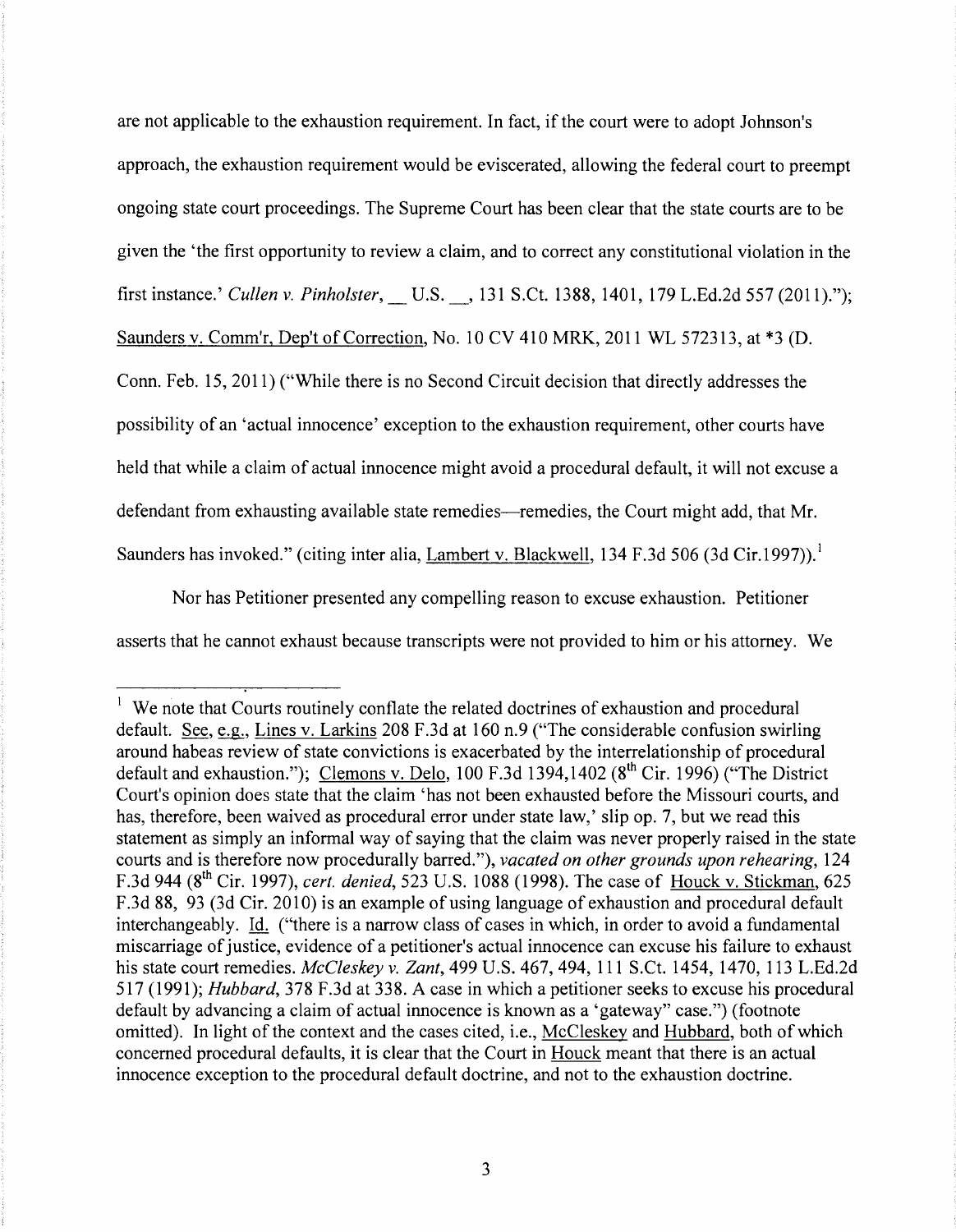are not applicable to the exhaustion requirement. In fact, if the court were to adopt Johnson's approach, the exhaustion requirement would be eviscerated, allowing the federal court to preempt ongoing state court proceedings. The Supreme Court has been clear that the state courts are to be given the 'the first opportunity to review a claim, and to correct any constitutional violation in the first instance.' *Cullen v. Pinholster*, __ U.S. __, 131 S.Ct. 1388, 1401, 179 L.Ed.2d 557 (2011)."); Saunders v. Comm'r, Dep't of Correction, No. 10 CV 410 MRK, 2011 WL 572313, at *3 (D. Conn. Feb. 15, 2011) ("While there is no Second Circuit decision that directly addresses the possibility of an 'actual innocence' exception to the exhaustion requirement, other courts have held that while a claim of actual innocence might avoid a procedural default, it will not excuse a defendant from exhausting available state remedies—remedies, the Court might add, that Mr. Saunders has invoked." (citing inter alia, Lambert v. Blackwell, 134 F.3d 506 (3d Cir.1997)).[1]

Nor has Petitioner presented any compelling reason to excuse exhaustion. Petitioner asserts that he cannot exhaust because transcripts were not provided to him or his attorney. We

---

[1] We note that Courts routinely conflate the related doctrines of exhaustion and procedural default. See, e.g., Lines v. Larkins 208 F.3d at 160 n.9 ("The considerable confusion swirling around habeas review of state convictions is exacerbated by the interrelationship of procedural default and exhaustion."); Clemons v. Delo, 100 F.3d 1394,1402 (8th Cir. 1996) ("The District Court's opinion does state that the claim 'has not been exhausted before the Missouri courts, and has, therefore, been waived as procedural error under state law,' slip op. 7, but we read this statement as simply an informal way of saying that the claim was never properly raised in the state courts and is therefore now procedurally barred."), *vacated on other grounds upon rehearing*, 124 F.3d 944 (8th Cir. 1997), *cert. denied*, 523 U.S. 1088 (1998). The case of Houck v. Stickman, 625 F.3d 88, 93 (3d Cir. 2010) is an example of using language of exhaustion and procedural default interchangeably. Id. ("there is a narrow class of cases in which, in order to avoid a fundamental miscarriage of justice, evidence of a petitioner's actual innocence can excuse his failure to exhaust his state court remedies. *McCleskey v. Zant*, 499 U.S. 467, 494, 111 S.Ct. 1454, 1470, 113 L.Ed.2d 517 (1991); *Hubbard*, 378 F.3d at 338. A case in which a petitioner seeks to excuse his procedural default by advancing a claim of actual innocence is known as a 'gateway" case.") (footnote omitted). In light of the context and the cases cited, i.e., McCleskey and Hubbard, both of which concerned procedural defaults, it is clear that the Court in Houck meant that there is an actual innocence exception to the procedural default doctrine, and not to the exhaustion doctrine.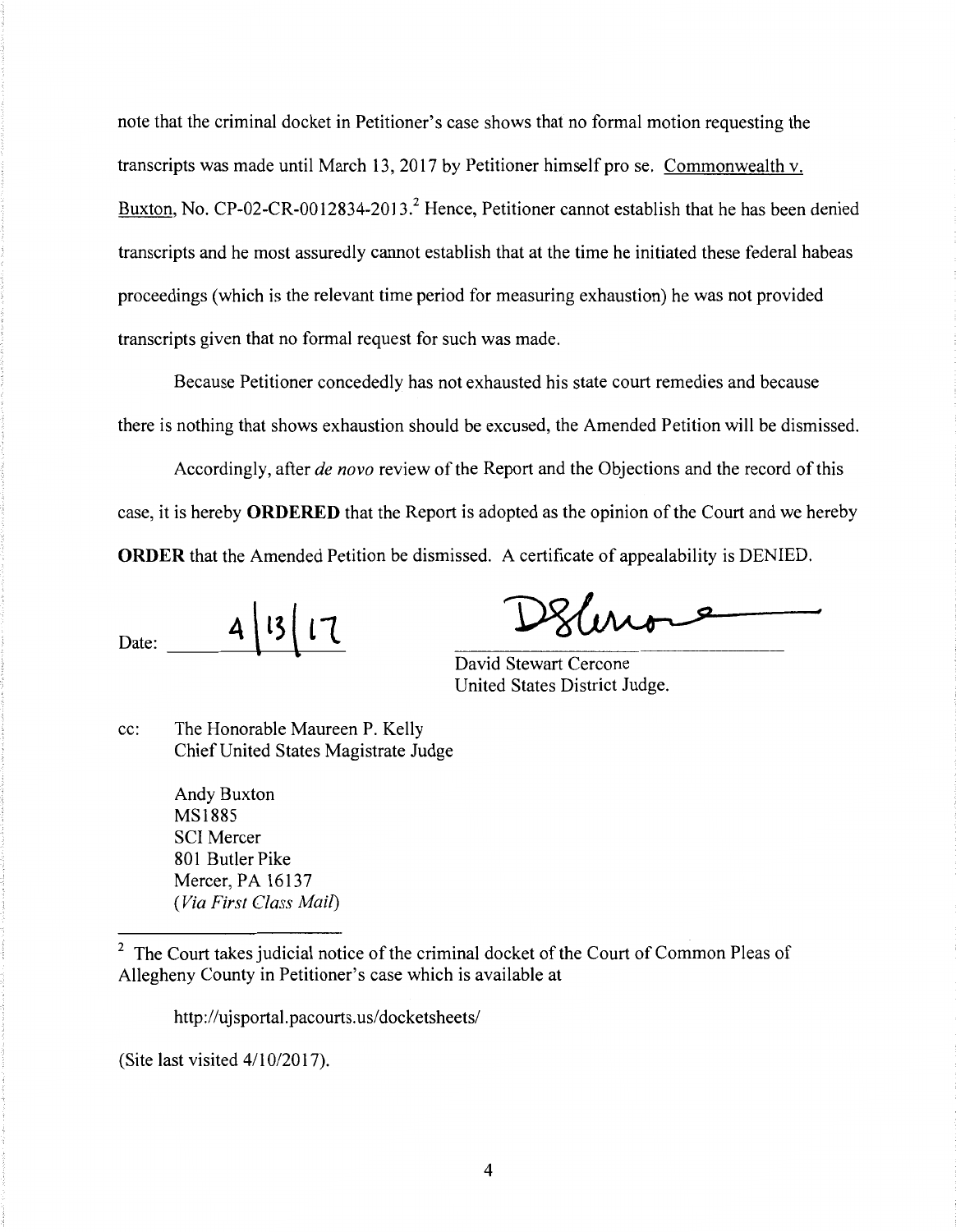note that the criminal docket in Petitioner's case shows that no formal motion requesting the transcripts was made until March 13, 2017 by Petitioner himself pro se. Commonwealth v. Buxton, No. CP-02-CR-0012834-2013.[2] Hence, Petitioner cannot establish that he has been denied transcripts and he most assuredly cannot establish that at the time he initiated these federal habeas proceedings (which is the relevant time period for measuring exhaustion) he was not provided transcripts given that no formal request for such was made.

Because Petitioner concededly has not exhausted his state court remedies and because there is nothing that shows exhaustion should be excused, the Amended Petition will be dismissed.

Accordingly, after *de novo* review of the Report and the Objections and the record of this case, it is hereby **ORDERED** that the Report is adopted as the opinion of the Court and we hereby **ORDER** that the Amended Petition be dismissed. A certificate of appealability is DENIED.

Date: 4/13/17

David Stewart Cercone
United States District Judge.

cc: The Honorable Maureen P. Kelly
Chief United States Magistrate Judge

Andy Buxton
MS1885
SCI Mercer
801 Butler Pike
Mercer, PA 16137
(*Via First Class Mail*)

---

[2] The Court takes judicial notice of the criminal docket of the Court of Common Pleas of Allegheny County in Petitioner's case which is available at

http://ujsportal.pacourts.us/docketsheets/

(Site last visited 4/10/2017).